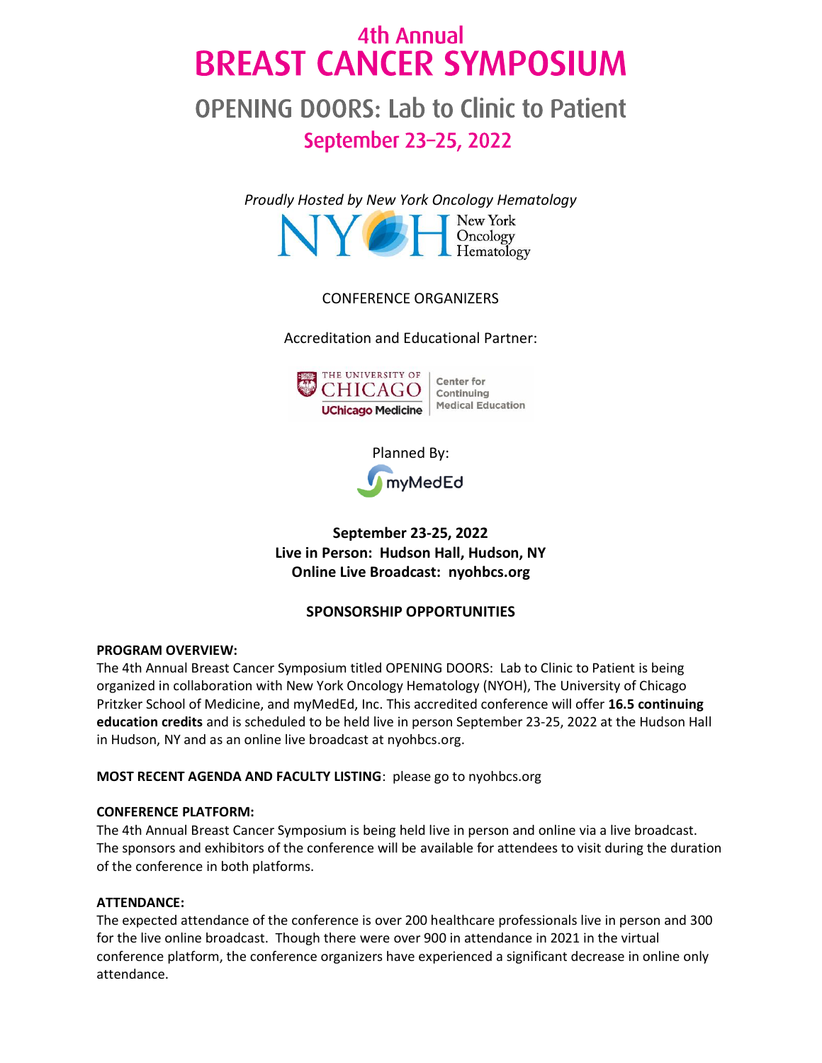# 4th Annual BREAST CANCER SYMPOSIUM

## OPENING DOORS: Lab to Clinic to Patient

## September 23–25, 2022

*Proudly Hosted by New York Oncology Hematology*

New York Oncology Hematology

CONFERENCE ORGANIZERS

Accreditation and Educational Partner:

THE UNIVERSITY OF CHICAGO | UChicago Medicine | Center for Continuing Medical Education

Planned By:

myMedEd

**September 23-25, 2022**
**Live in Person: Hudson Hall, Hudson, NY**
**Online Live Broadcast: nyohbcs.org**

**SPONSORSHIP OPPORTUNITIES**

**PROGRAM OVERVIEW:**
The 4th Annual Breast Cancer Symposium titled OPENING DOORS: Lab to Clinic to Patient is being organized in collaboration with New York Oncology Hematology (NYOH), The University of Chicago Pritzker School of Medicine, and myMedEd, Inc. This accredited conference will offer **16.5 continuing education credits** and is scheduled to be held live in person September 23-25, 2022 at the Hudson Hall in Hudson, NY and as an online live broadcast at nyohbcs.org.

**MOST RECENT AGENDA AND FACULTY LISTING**: please go to nyohbcs.org

**CONFERENCE PLATFORM:**
The 4th Annual Breast Cancer Symposium is being held live in person and online via a live broadcast. The sponsors and exhibitors of the conference will be available for attendees to visit during the duration of the conference in both platforms.

**ATTENDANCE:**
The expected attendance of the conference is over 200 healthcare professionals live in person and 300 for the live online broadcast. Though there were over 900 in attendance in 2021 in the virtual conference platform, the conference organizers have experienced a significant decrease in online only attendance.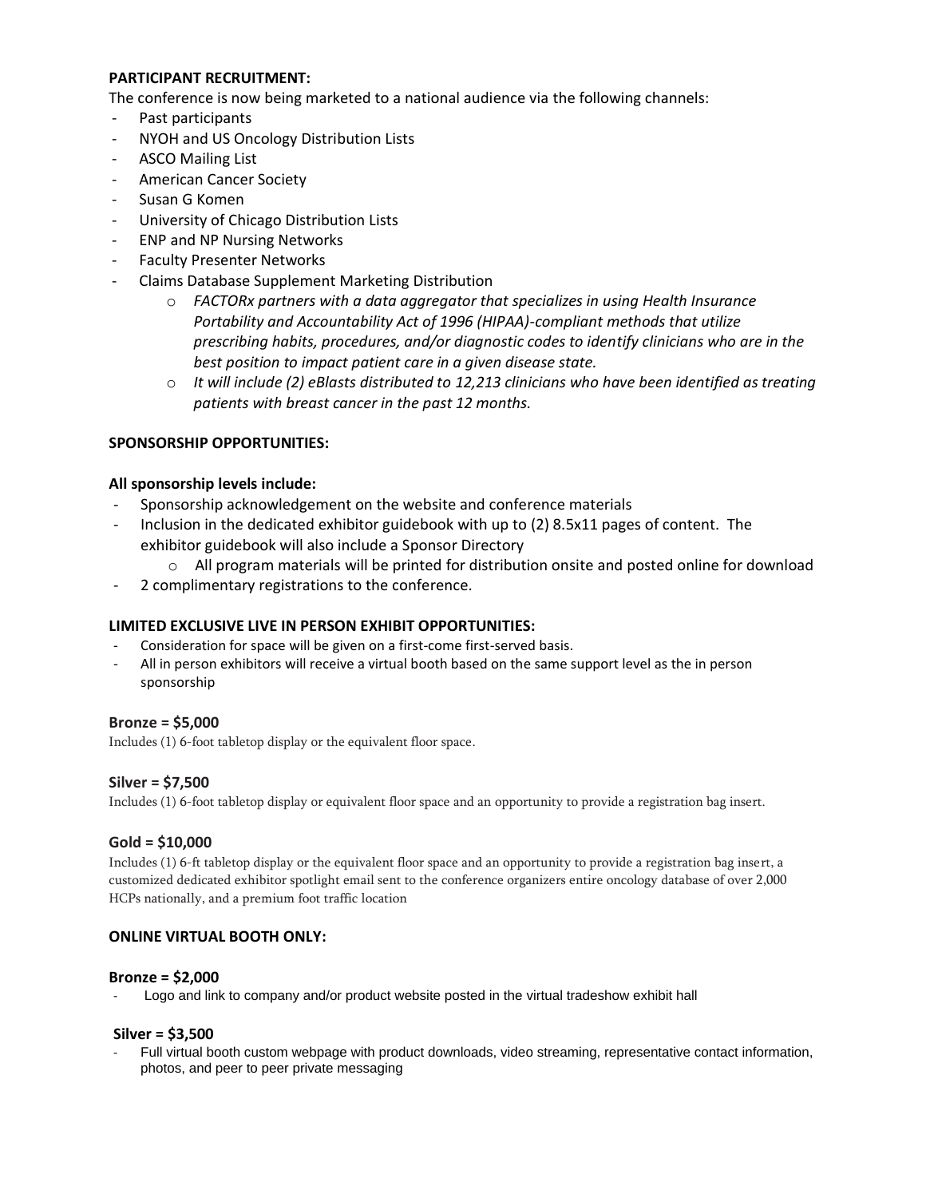**PARTICIPANT RECRUITMENT:**

The conference is now being marketed to a national audience via the following channels:

- Past participants
- NYOH and US Oncology Distribution Lists
- ASCO Mailing List
- American Cancer Society
- Susan G Komen
- University of Chicago Distribution Lists
- ENP and NP Nursing Networks
- Faculty Presenter Networks
- Claims Database Supplement Marketing Distribution
    - *FACTORx partners with a data aggregator that specializes in using Health Insurance Portability and Accountability Act of 1996 (HIPAA)-compliant methods that utilize prescribing habits, procedures, and/or diagnostic codes to identify clinicians who are in the best position to impact patient care in a given disease state.*
    - *It will include (2) eBlasts distributed to 12,213 clinicians who have been identified as treating patients with breast cancer in the past 12 months.*

**SPONSORSHIP OPPORTUNITIES:**

**All sponsorship levels include:**

- Sponsorship acknowledgement on the website and conference materials
- Inclusion in the dedicated exhibitor guidebook with up to (2) 8.5x11 pages of content. The exhibitor guidebook will also include a Sponsor Directory
    - All program materials will be printed for distribution onsite and posted online for download
- 2 complimentary registrations to the conference.

**LIMITED EXCLUSIVE LIVE IN PERSON EXHIBIT OPPORTUNITIES:**

- Consideration for space will be given on a first-come first-served basis.
- All in person exhibitors will receive a virtual booth based on the same support level as the in person sponsorship

**Bronze = $5,000**

Includes (1) 6-foot tabletop display or the equivalent floor space.

**Silver = $7,500**

Includes (1) 6-foot tabletop display or equivalent floor space and an opportunity to provide a registration bag insert.

**Gold = $10,000**

Includes (1) 6-ft tabletop display or the equivalent floor space and an opportunity to provide a registration bag insert, a customized dedicated exhibitor spotlight email sent to the conference organizers entire oncology database of over 2,000 HCPs nationally, and a premium foot traffic location

**ONLINE VIRTUAL BOOTH ONLY:**

**Bronze = $2,000**

- Logo and link to company and/or product website posted in the virtual tradeshow exhibit hall

**Silver = $3,500**

- Full virtual booth custom webpage with product downloads, video streaming, representative contact information, photos, and peer to peer private messaging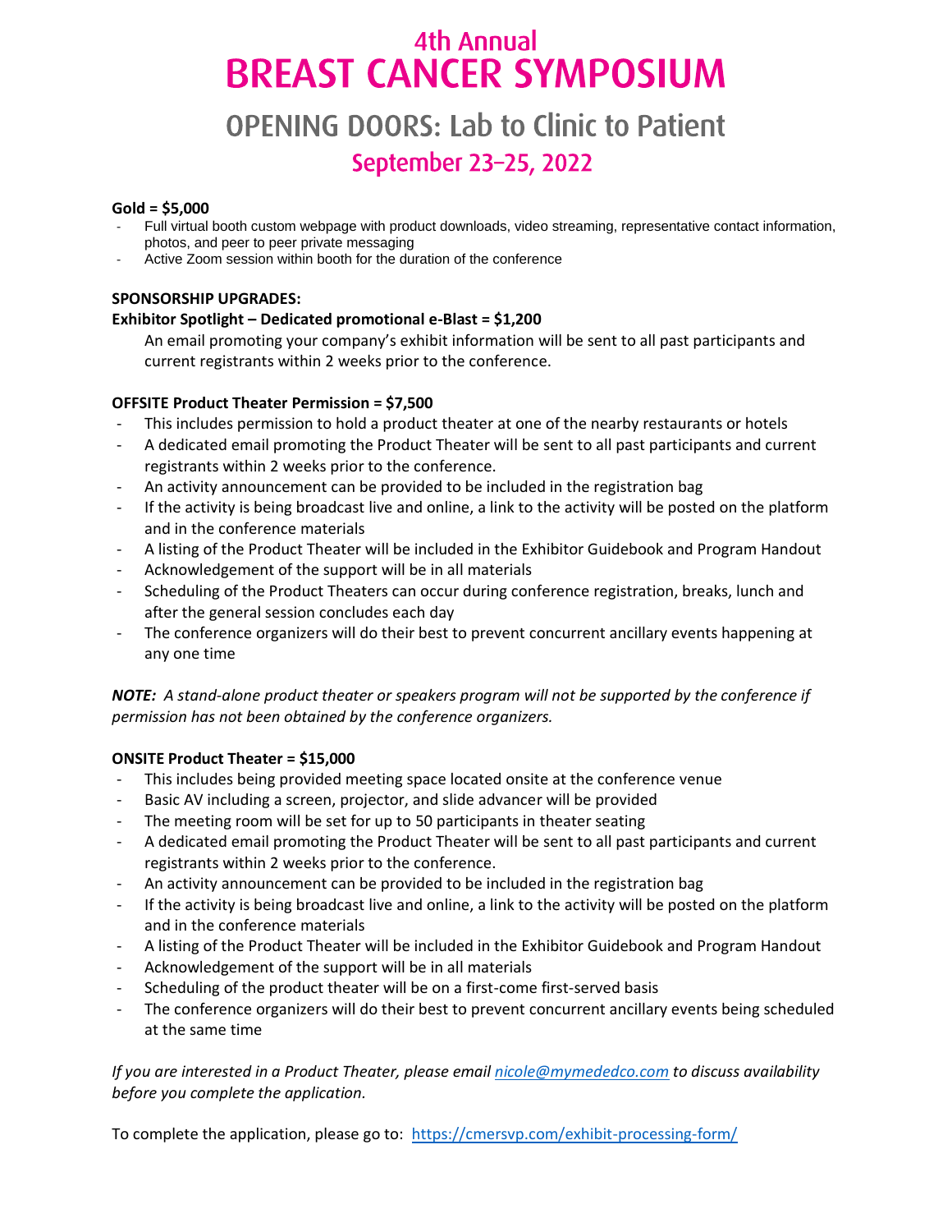# 4th Annual BREAST CANCER SYMPOSIUM

## OPENING DOORS: Lab to Clinic to Patient

## September 23–25, 2022

**Gold = $5,000**

- Full virtual booth custom webpage with product downloads, video streaming, representative contact information, photos, and peer to peer private messaging
- Active Zoom session within booth for the duration of the conference

**SPONSORSHIP UPGRADES:**

**Exhibitor Spotlight – Dedicated promotional e-Blast = $1,200**

An email promoting your company's exhibit information will be sent to all past participants and current registrants within 2 weeks prior to the conference.

**OFFSITE Product Theater Permission = $7,500**

- This includes permission to hold a product theater at one of the nearby restaurants or hotels
- A dedicated email promoting the Product Theater will be sent to all past participants and current registrants within 2 weeks prior to the conference.
- An activity announcement can be provided to be included in the registration bag
- If the activity is being broadcast live and online, a link to the activity will be posted on the platform and in the conference materials
- A listing of the Product Theater will be included in the Exhibitor Guidebook and Program Handout
- Acknowledgement of the support will be in all materials
- Scheduling of the Product Theaters can occur during conference registration, breaks, lunch and after the general session concludes each day
- The conference organizers will do their best to prevent concurrent ancillary events happening at any one time

***NOTE:*** *A stand-alone product theater or speakers program will not be supported by the conference if permission has not been obtained by the conference organizers.*

**ONSITE Product Theater = $15,000**

- This includes being provided meeting space located onsite at the conference venue
- Basic AV including a screen, projector, and slide advancer will be provided
- The meeting room will be set for up to 50 participants in theater seating
- A dedicated email promoting the Product Theater will be sent to all past participants and current registrants within 2 weeks prior to the conference.
- An activity announcement can be provided to be included in the registration bag
- If the activity is being broadcast live and online, a link to the activity will be posted on the platform and in the conference materials
- A listing of the Product Theater will be included in the Exhibitor Guidebook and Program Handout
- Acknowledgement of the support will be in all materials
- Scheduling of the product theater will be on a first-come first-served basis
- The conference organizers will do their best to prevent concurrent ancillary events being scheduled at the same time

*If you are interested in a Product Theater, please email [nicole@mymededco.com](mailto:nicole@mymededco.com) to discuss availability before you complete the application.*

To complete the application, please go to: [https://cmersvp.com/exhibit-processing-form/](https://cmersvp.com/exhibit-processing-form/)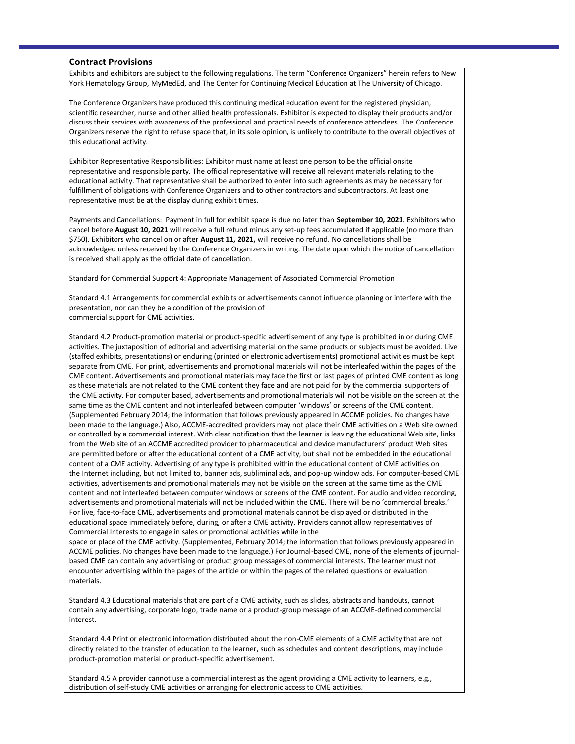## Contract Provisions

Exhibits and exhibitors are subject to the following regulations. The term "Conference Organizers" herein refers to New York Hematology Group, MyMedEd, and The Center for Continuing Medical Education at The University of Chicago.

The Conference Organizers have produced this continuing medical education event for the registered physician, scientific researcher, nurse and other allied health professionals. Exhibitor is expected to display their products and/or discuss their services with awareness of the professional and practical needs of conference attendees. The Conference Organizers reserve the right to refuse space that, in its sole opinion, is unlikely to contribute to the overall objectives of this educational activity.

Exhibitor Representative Responsibilities: Exhibitor must name at least one person to be the official onsite representative and responsible party. The official representative will receive all relevant materials relating to the educational activity. That representative shall be authorized to enter into such agreements as may be necessary for fulfillment of obligations with Conference Organizers and to other contractors and subcontractors. At least one representative must be at the display during exhibit times.

Payments and Cancellations: Payment in full for exhibit space is due no later than **September 10, 2021**. Exhibitors who cancel before **August 10, 2021** will receive a full refund minus any set-up fees accumulated if applicable (no more than $750). Exhibitors who cancel on or after **August 11, 2021,** will receive no refund. No cancellations shall be acknowledged unless received by the Conference Organizers in writing. The date upon which the notice of cancellation is received shall apply as the official date of cancellation.

<u>Standard for Commercial Support 4: Appropriate Management of Associated Commercial Promotion</u>

Standard 4.1 Arrangements for commercial exhibits or advertisements cannot influence planning or interfere with the presentation, nor can they be a condition of the provision of commercial support for CME activities.

Standard 4.2 Product-promotion material or product-specific advertisement of any type is prohibited in or during CME activities. The juxtaposition of editorial and advertising material on the same products or subjects must be avoided. Live (staffed exhibits, presentations) or enduring (printed or electronic advertisements) promotional activities must be kept separate from CME. For print, advertisements and promotional materials will not be interleafed within the pages of the CME content. Advertisements and promotional materials may face the first or last pages of printed CME content as long as these materials are not related to the CME content they face and are not paid for by the commercial supporters of the CME activity. For computer based, advertisements and promotional materials will not be visible on the screen at the same time as the CME content and not interleafed between computer 'windows' or screens of the CME content. (Supplemented February 2014; the information that follows previously appeared in ACCME policies. No changes have been made to the language.) Also, ACCME-accredited providers may not place their CME activities on a Web site owned or controlled by a commercial interest. With clear notification that the learner is leaving the educational Web site, links from the Web site of an ACCME accredited provider to pharmaceutical and device manufacturers' product Web sites are permitted before or after the educational content of a CME activity, but shall not be embedded in the educational content of a CME activity. Advertising of any type is prohibited within the educational content of CME activities on the Internet including, but not limited to, banner ads, subliminal ads, and pop-up window ads. For computer-based CME activities, advertisements and promotional materials may not be visible on the screen at the same time as the CME content and not interleafed between computer windows or screens of the CME content. For audio and video recording, advertisements and promotional materials will not be included within the CME. There will be no 'commercial breaks.' For live, face-to-face CME, advertisements and promotional materials cannot be displayed or distributed in the educational space immediately before, during, or after a CME activity. Providers cannot allow representatives of Commercial Interests to engage in sales or promotional activities while in the space or place of the CME activity. (Supplemented, February 2014; the information that follows previously appeared in ACCME policies. No changes have been made to the language.) For Journal-based CME, none of the elements of journal-based CME can contain any advertising or product group messages of commercial interests. The learner must not encounter advertising within the pages of the article or within the pages of the related questions or evaluation materials.

Standard 4.3 Educational materials that are part of a CME activity, such as slides, abstracts and handouts, cannot contain any advertising, corporate logo, trade name or a product-group message of an ACCME-defined commercial interest.

Standard 4.4 Print or electronic information distributed about the non-CME elements of a CME activity that are not directly related to the transfer of education to the learner, such as schedules and content descriptions, may include product-promotion material or product-specific advertisement.

Standard 4.5 A provider cannot use a commercial interest as the agent providing a CME activity to learners, e.g., distribution of self-study CME activities or arranging for electronic access to CME activities.